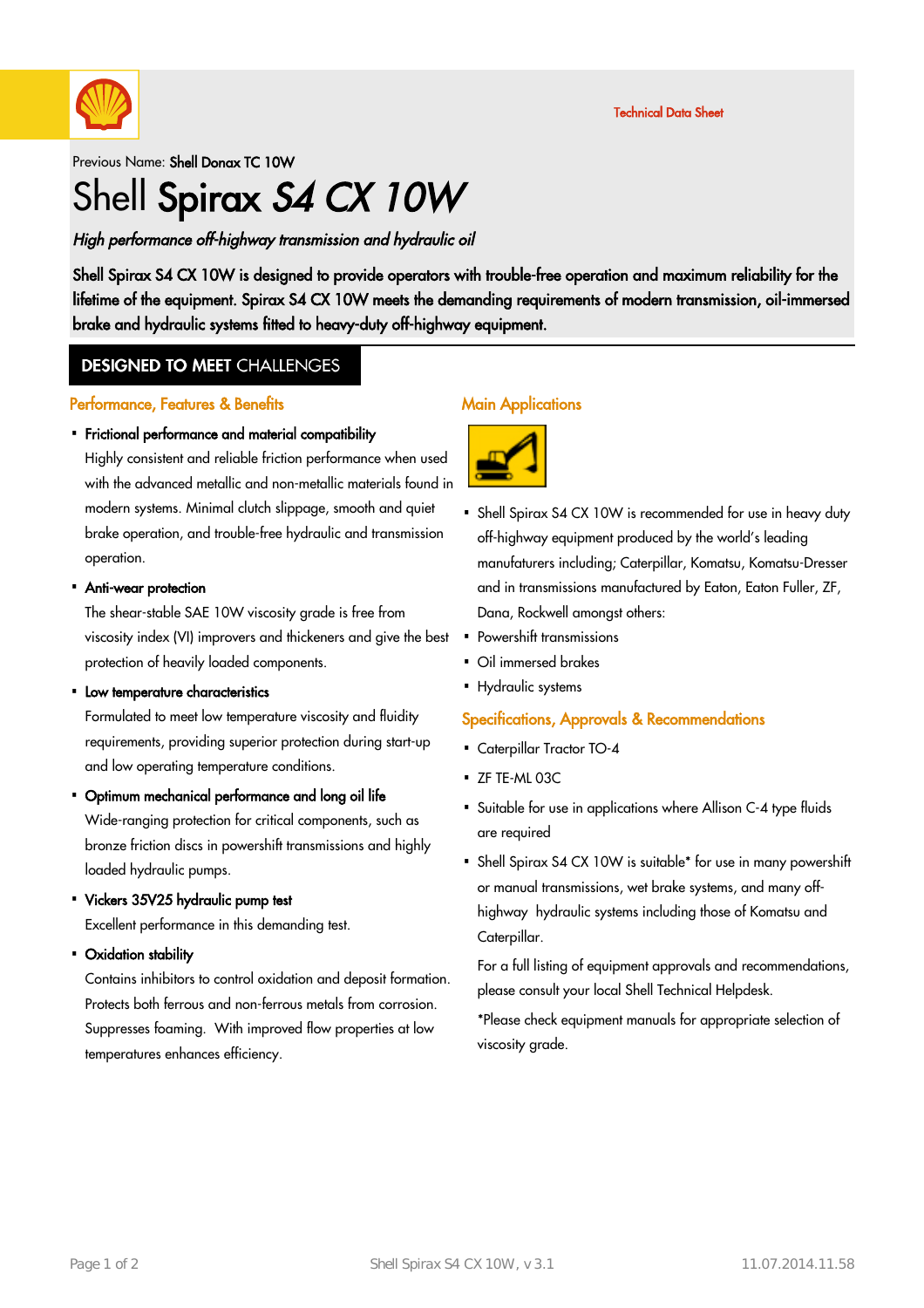Technical Data Sheet

Previous Name: **Shell Donax TC 10W**

# Shell **Spirax** ***S4 CX 10W***

***High performance off-highway transmission and hydraulic oil***

**Shell Spirax S4 CX 10W is designed to provide operators with trouble-free operation and maximum reliability for the lifetime of the equipment. Spirax S4 CX 10W meets the demanding requirements of modern transmission, oil-immersed brake and hydraulic systems fitted to heavy-duty off-highway equipment.**

## **DESIGNED TO MEET** CHALLENGES

### Performance, Features & Benefits

- **Frictional performance and material compatibility**
  Highly consistent and reliable friction performance when used with the advanced metallic and non-metallic materials found in modern systems. Minimal clutch slippage, smooth and quiet brake operation, and trouble-free hydraulic and transmission operation.
- **Anti-wear protection**
  The shear-stable SAE 10W viscosity grade is free from viscosity index (VI) improvers and thickeners and give the best protection of heavily loaded components.
- **Low temperature characteristics**
  Formulated to meet low temperature viscosity and fluidity requirements, providing superior protection during start-up and low operating temperature conditions.
- **Optimum mechanical performance and long oil life**
  Wide-ranging protection for critical components, such as bronze friction discs in powershift transmissions and highly loaded hydraulic pumps.
- **Vickers 35V25 hydraulic pump test**
  Excellent performance in this demanding test.
- **Oxidation stability**
  Contains inhibitors to control oxidation and deposit formation. Protects both ferrous and non-ferrous metals from corrosion. Suppresses foaming. With improved flow properties at low temperatures enhances efficiency.

### Main Applications

- Shell Spirax S4 CX 10W is recommended for use in heavy duty off-highway equipment produced by the world's leading manufaturers including; Caterpillar, Komatsu, Komatsu-Dresser and in transmissions manufactured by Eaton, Eaton Fuller, ZF, Dana, Rockwell amongst others:
- Powershift transmissions
- Oil immersed brakes
- Hydraulic systems

### Specifications, Approvals & Recommendations

- Caterpillar Tractor TO-4
- ZF TE-ML 03C
- Suitable for use in applications where Allison C-4 type fluids are required
- Shell Spirax S4 CX 10W is suitable* for use in many powershift or manual transmissions, wet brake systems, and many off-highway hydraulic systems including those of Komatsu and Caterpillar.

  For a full listing of equipment approvals and recommendations, please consult your local Shell Technical Helpdesk.

  *Please check equipment manuals for appropriate selection of viscosity grade.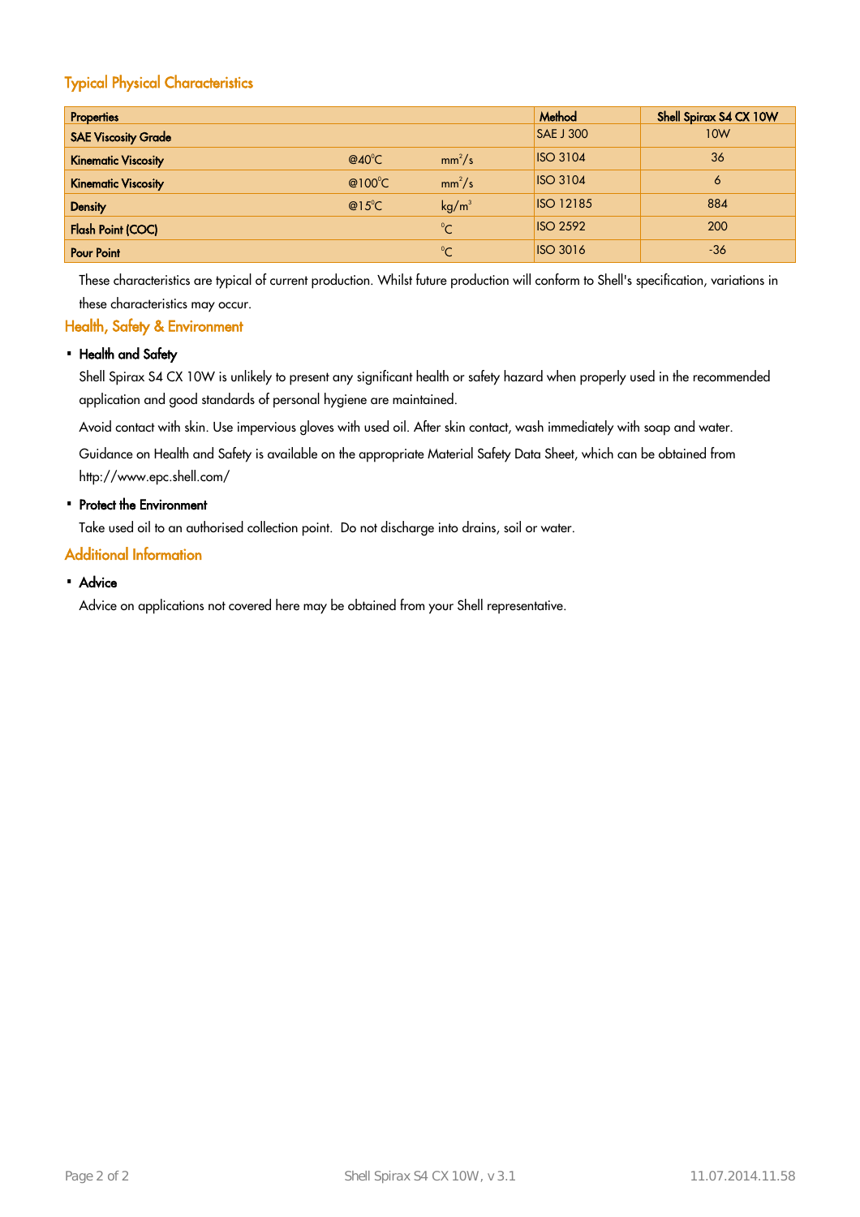## Typical Physical Characteristics

| Properties | | | Method | Shell Spirax S4 CX 10W |
|---|---|---|---|---|
| SAE Viscosity Grade | | | SAE J 300 | 10W |
| Kinematic Viscosity | @40°C | $mm^2/s$ | ISO 3104 | 36 |
| Kinematic Viscosity | @100°C | $mm^2/s$ | ISO 3104 | 6 |
| Density | @15°C | $kg/m^3$ | ISO 12185 | 884 |
| Flash Point (COC) | | °C | ISO 2592 | 200 |
| Pour Point | | °C | ISO 3016 | -36 |

These characteristics are typical of current production. Whilst future production will conform to Shell's specification, variations in these characteristics may occur.

## Health, Safety & Environment

- **Health and Safety**

Shell Spirax S4 CX 10W is unlikely to present any significant health or safety hazard when properly used in the recommended application and good standards of personal hygiene are maintained.

Avoid contact with skin. Use impervious gloves with used oil. After skin contact, wash immediately with soap and water.

Guidance on Health and Safety is available on the appropriate Material Safety Data Sheet, which can be obtained from http://www.epc.shell.com/

- **Protect the Environment**

Take used oil to an authorised collection point. Do not discharge into drains, soil or water.

## Additional Information

- **Advice**

Advice on applications not covered here may be obtained from your Shell representative.